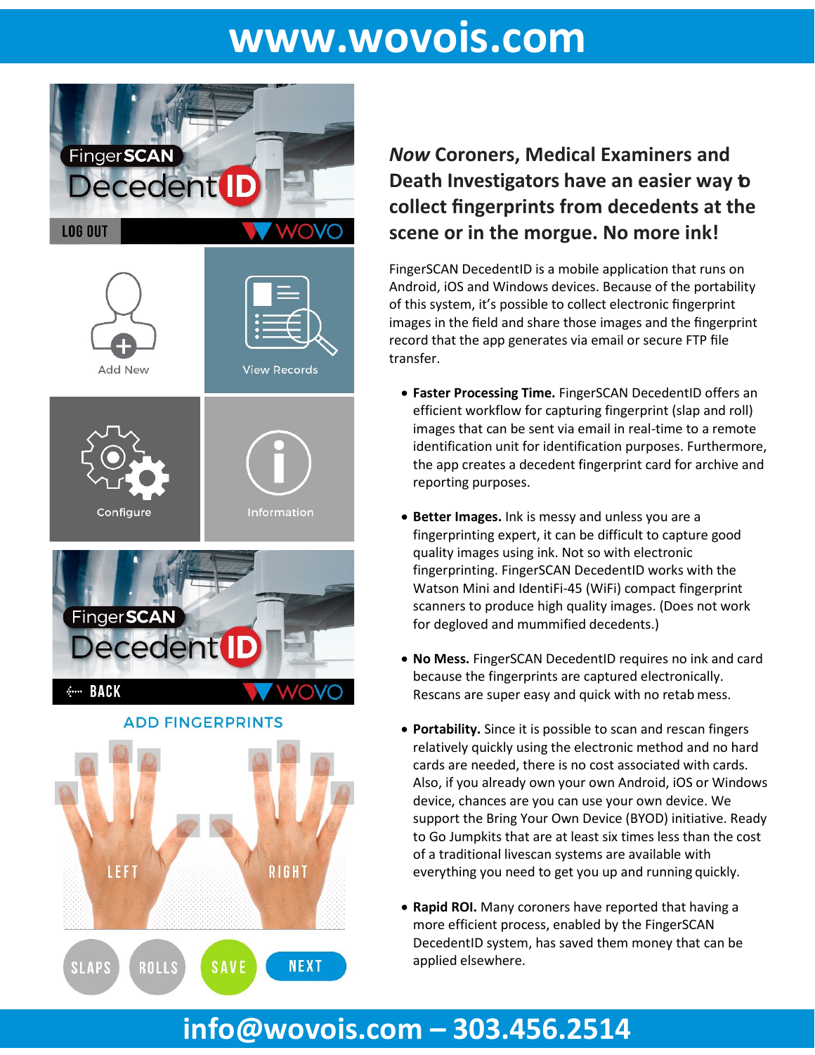# www.wovois.com

FingerSCAN DecedentID

LOG OUT WOVO

Add New

View Records

Configure

Information

FingerSCAN DecedentID

BACK WOVO

ADD FINGERPRINTS

LEFT RIGHT

SLAPS ROLLS SAVE NEXT

## *Now* Coroners, Medical Examiners and Death Investigators have an easier way to collect fingerprints from decedents at the scene or in the morgue. No more ink!

FingerSCAN DecedentID is a mobile application that runs on Android, iOS and Windows devices. Because of the portability of this system, it's possible to collect electronic fingerprint images in the field and share those images and the fingerprint record that the app generates via email or secure FTP file transfer.

- **Faster Processing Time.** FingerSCAN DecedentID offers an efficient workflow for capturing fingerprint (slap and roll) images that can be sent via email in real-time to a remote identification unit for identification purposes. Furthermore, the app creates a decedent fingerprint card for archive and reporting purposes.

- **Better Images.** Ink is messy and unless you are a fingerprinting expert, it can be difficult to capture good quality images using ink. Not so with electronic fingerprinting. FingerSCAN DecedentID works with the Watson Mini and IdentiFi-45 (WiFi) compact fingerprint scanners to produce high quality images. (Does not work for degloved and mummified decedents.)

- **No Mess.** FingerSCAN DecedentID requires no ink and card because the fingerprints are captured electronically. Rescans are super easy and quick with no retab mess.

- **Portability.** Since it is possible to scan and rescan fingers relatively quickly using the electronic method and no hard cards are needed, there is no cost associated with cards. Also, if you already own your own Android, iOS or Windows device, chances are you can use your own device. We support the Bring Your Own Device (BYOD) initiative. Ready to Go Jumpkits that are at least six times less than the cost of a traditional livescan systems are available with everything you need to get you up and running quickly.

- **Rapid ROI.** Many coroners have reported that having a more efficient process, enabled by the FingerSCAN DecedentID system, has saved them money that can be applied elsewhere.

**info@wovois.com – 303.456.2514**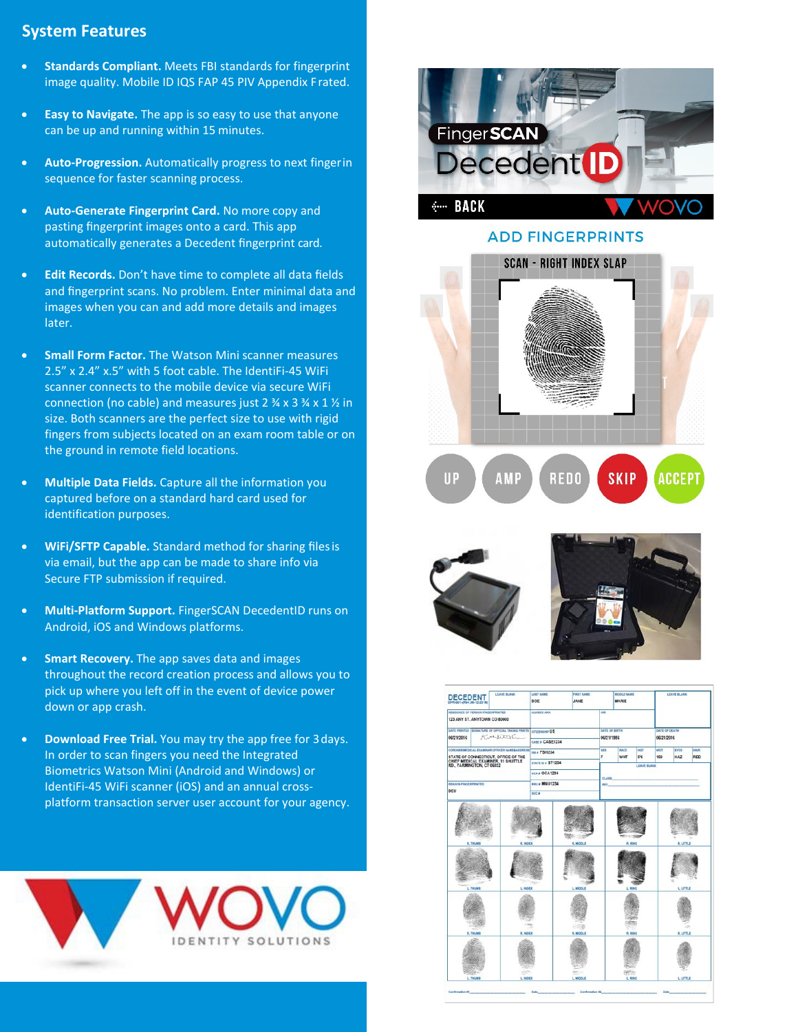## System Features

- **Standards Compliant.** Meets FBI standards for fingerprint image quality. Mobile ID IQS FAP 45 PIV Appendix F rated.
- **Easy to Navigate.** The app is so easy to use that anyone can be up and running within 15 minutes.
- **Auto-Progression.** Automatically progress to next finger in sequence for faster scanning process.
- **Auto-Generate Fingerprint Card.** No more copy and pasting fingerprint images onto a card. This app automatically generates a Decedent fingerprint card.
- **Edit Records.** Don't have time to complete all data fields and fingerprint scans. No problem. Enter minimal data and images when you can and add more details and images later.
- **Small Form Factor.** The Watson Mini scanner measures 2.5" x 2.4" x.5" with 5 foot cable. The IdentiFi-45 WiFi scanner connects to the mobile device via secure WiFi connection (no cable) and measures just 2 ¾ x 3 ¾ x 1 ½ in size. Both scanners are the perfect size to use with rigid fingers from subjects located on an exam room table or on the ground in remote field locations.
- **Multiple Data Fields.** Capture all the information you captured before on a standard hard card used for identification purposes.
- **WiFi/SFTP Capable.** Standard method for sharing files is via email, but the app can be made to share info via Secure FTP submission if required.
- **Multi-Platform Support.** FingerSCAN DecedentID runs on Android, iOS and Windows platforms.
- **Smart Recovery.** The app saves data and images throughout the record creation process and allows you to pick up where you left off in the event of device power down or app crash.
- **Download Free Trial.** You may try the app free for 3 days. In order to scan fingers you need the Integrated Biometrics Watson Mini (Android and Windows) or IdentiFi-45 WiFi scanner (iOS) and an annual cross-platform transaction server user account for your agency.

WOVO IDENTITY SOLUTIONS

FingerSCAN DecedentID

BACK

WOVO

ADD FINGERPRINTS

SCAN - RIGHT INDEX SLAP

UP AMP REDO SKIP ACCEPT